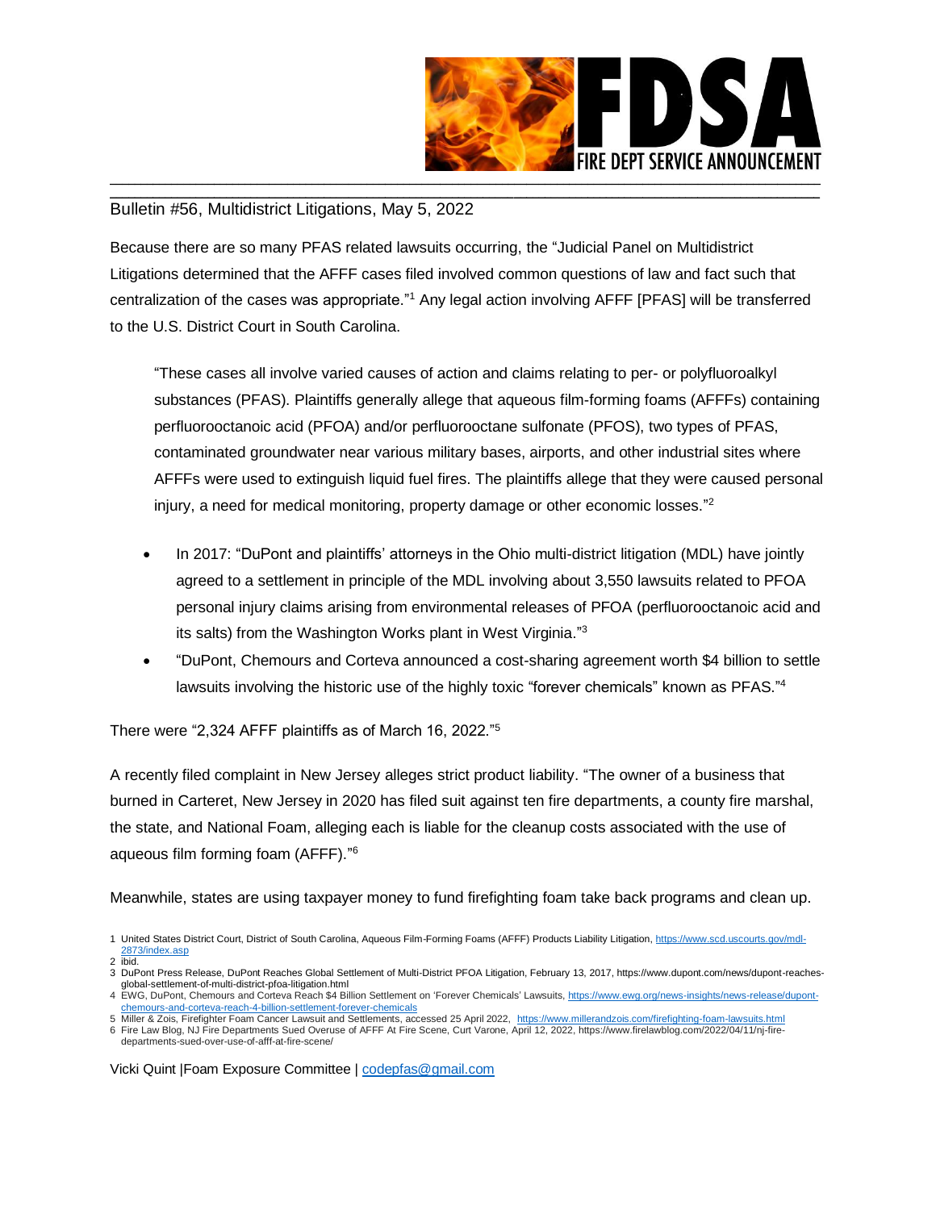FDSA

FIRE DEPT SERVICE ANNOUNCEMENT

Bulletin #56, Multidistrict Litigations, May 5, 2022

Because there are so many PFAS related lawsuits occurring, the "Judicial Panel on Multidistrict Litigations determined that the AFFF cases filed involved common questions of law and fact such that centralization of the cases was appropriate."[1] Any legal action involving AFFF [PFAS] will be transferred to the U.S. District Court in South Carolina.

> "These cases all involve varied causes of action and claims relating to per- or polyfluoroalkyl substances (PFAS). Plaintiffs generally allege that aqueous film-forming foams (AFFFs) containing perfluorooctanoic acid (PFOA) and/or perfluorooctane sulfonate (PFOS), two types of PFAS, contaminated groundwater near various military bases, airports, and other industrial sites where AFFFs were used to extinguish liquid fuel fires. The plaintiffs allege that they were caused personal injury, a need for medical monitoring, property damage or other economic losses."[2]

- In 2017: "DuPont and plaintiffs' attorneys in the Ohio multi-district litigation (MDL) have jointly agreed to a settlement in principle of the MDL involving about 3,550 lawsuits related to PFOA personal injury claims arising from environmental releases of PFOA (perfluorooctanoic acid and its salts) from the Washington Works plant in West Virginia."[3]
- "DuPont, Chemours and Corteva announced a cost-sharing agreement worth $4 billion to settle lawsuits involving the historic use of the highly toxic "forever chemicals" known as PFAS."[4]

There were "2,324 AFFF plaintiffs as of March 16, 2022."[5]

A recently filed complaint in New Jersey alleges strict product liability. "The owner of a business that burned in Carteret, New Jersey in 2020 has filed suit against ten fire departments, a county fire marshal, the state, and National Foam, alleging each is liable for the cleanup costs associated with the use of aqueous film forming foam (AFFF)."[6]

Meanwhile, states are using taxpayer money to fund firefighting foam take back programs and clean up.

1 United States District Court, District of South Carolina, Aqueous Film-Forming Foams (AFFF) Products Liability Litigation, https://www.scd.uscourts.gov/mdl-2873/index.asp
2 ibid.
3 DuPont Press Release, DuPont Reaches Global Settlement of Multi-District PFOA Litigation, February 13, 2017, https://www.dupont.com/news/dupont-reaches-global-settlement-of-multi-district-pfoa-litigation.html
4 EWG, DuPont, Chemours and Corteva Reach $4 Billion Settlement on 'Forever Chemicals' Lawsuits, https://www.ewg.org/news-insights/news-release/dupont-chemours-and-corteva-reach-4-billion-settlement-forever-chemicals
5 Miller & Zois, Firefighter Foam Cancer Lawsuit and Settlements, accessed 25 April 2022, https://www.millerandzois.com/firefighting-foam-lawsuits.html
6 Fire Law Blog, NJ Fire Departments Sued Overuse of AFFF At Fire Scene, Curt Varone, April 12, 2022, https://www.firelawblog.com/2022/04/11/nj-fire-departments-sued-over-use-of-afff-at-fire-scene/

Vicki Quint |Foam Exposure Committee | codepfas@gmail.com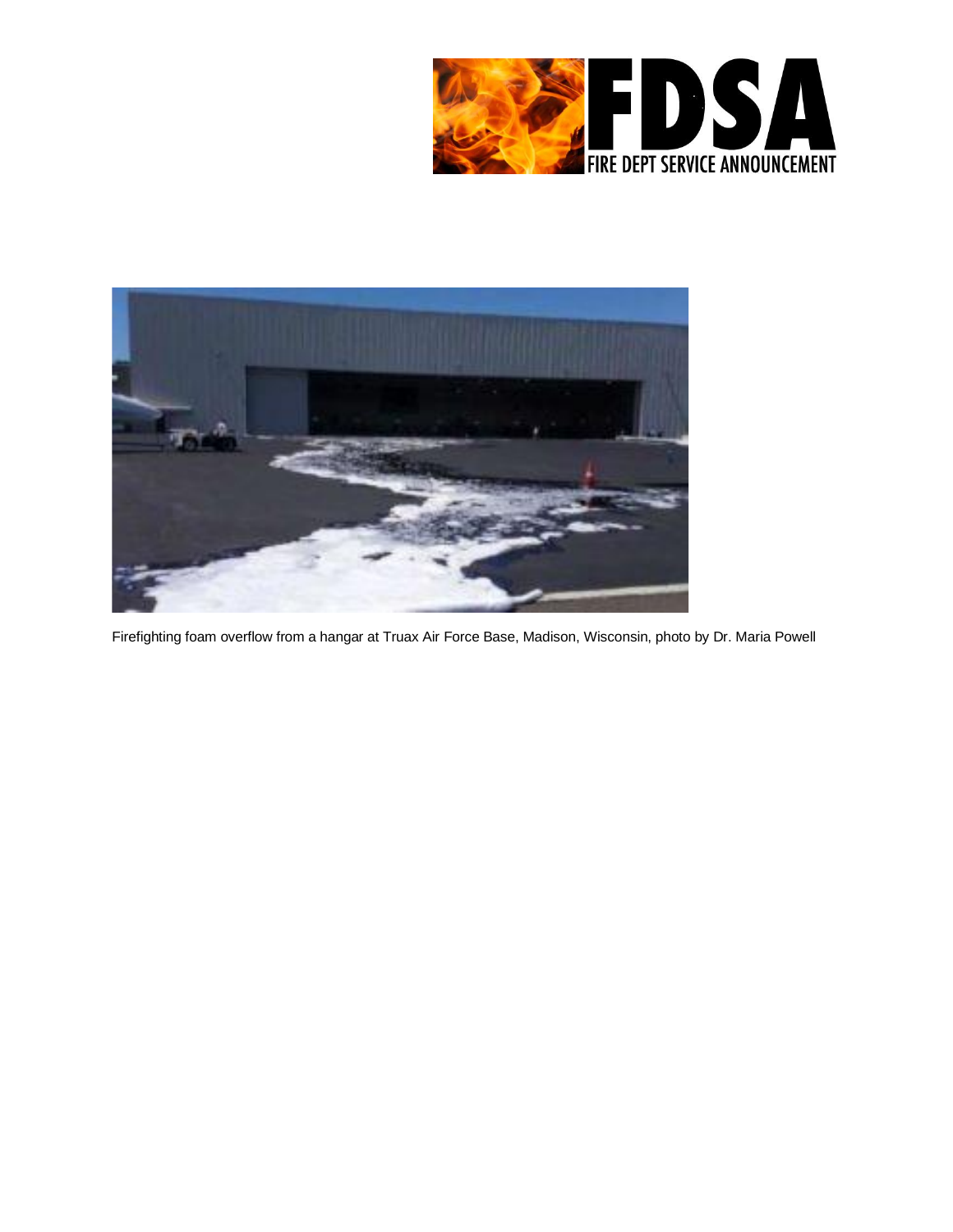Firefighting foam overflow from a hangar at Truax Air Force Base, Madison, Wisconsin, photo by Dr. Maria Powell